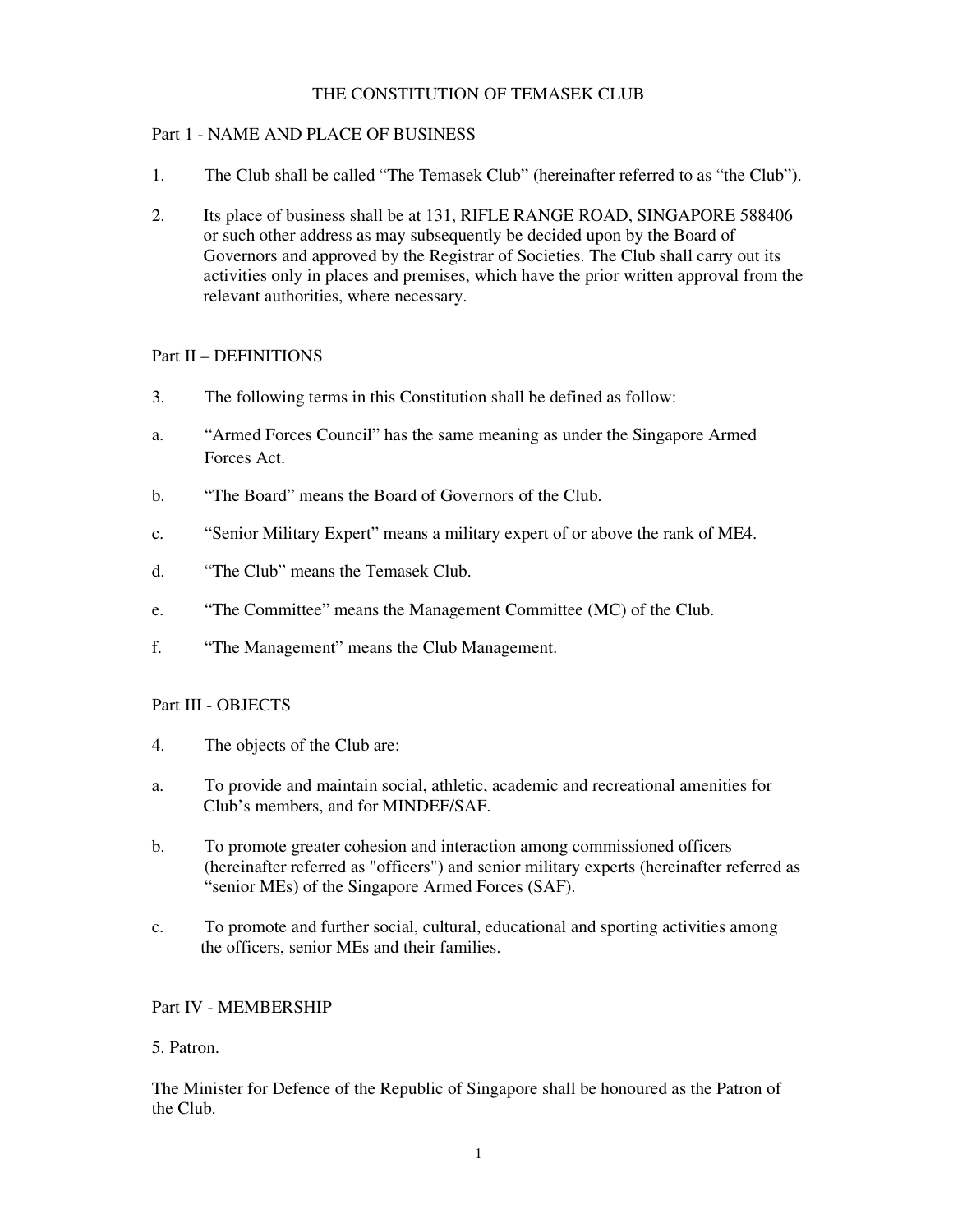# THE CONSTITUTION OF TEMASEK CLUB

## Part 1 - NAME AND PLACE OF BUSINESS

1. The Club shall be called "The Temasek Club" (hereinafter referred to as "the Club").

2. Its place of business shall be at 131, RIFLE RANGE ROAD, SINGAPORE 588406 or such other address as may subsequently be decided upon by the Board of Governors and approved by the Registrar of Societies. The Club shall carry out its activities only in places and premises, which have the prior written approval from the relevant authorities, where necessary.

## Part II – DEFINITIONS

3. The following terms in this Constitution shall be defined as follow:

a. "Armed Forces Council" has the same meaning as under the Singapore Armed Forces Act.

b. "The Board" means the Board of Governors of the Club.

c. "Senior Military Expert" means a military expert of or above the rank of ME4.

d. "The Club" means the Temasek Club.

e. "The Committee" means the Management Committee (MC) of the Club.

f. "The Management" means the Club Management.

## Part III - OBJECTS

4. The objects of the Club are:

a. To provide and maintain social, athletic, academic and recreational amenities for Club's members, and for MINDEF/SAF.

b. To promote greater cohesion and interaction among commissioned officers (hereinafter referred as "officers") and senior military experts (hereinafter referred as "senior MEs) of the Singapore Armed Forces (SAF).

c. To promote and further social, cultural, educational and sporting activities among the officers, senior MEs and their families.

## Part IV - MEMBERSHIP

5. Patron.

The Minister for Defence of the Republic of Singapore shall be honoured as the Patron of the Club.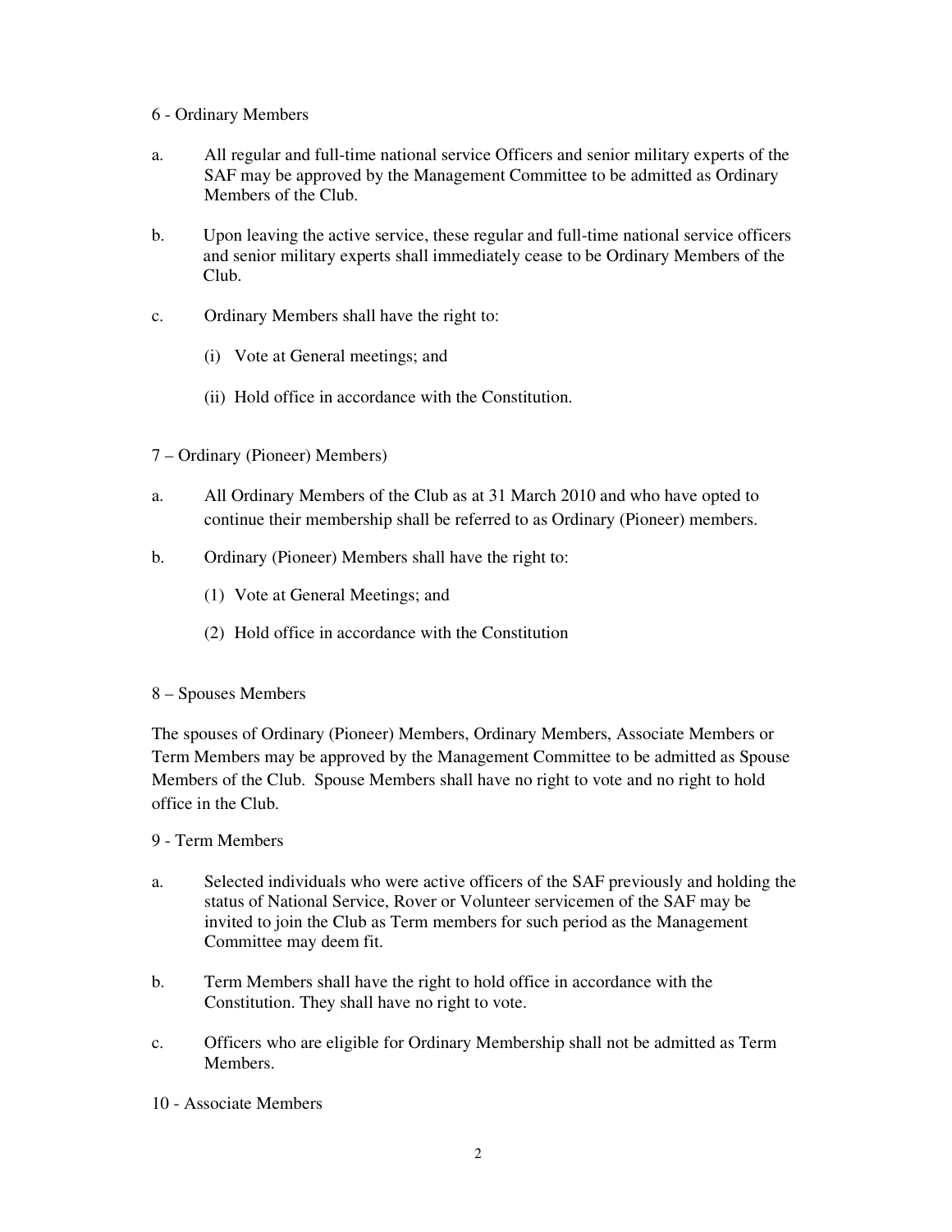6 - Ordinary Members

a. All regular and full-time national service Officers and senior military experts of the SAF may be approved by the Management Committee to be admitted as Ordinary Members of the Club.

b. Upon leaving the active service, these regular and full-time national service officers and senior military experts shall immediately cease to be Ordinary Members of the Club.

c. Ordinary Members shall have the right to:

   (i) Vote at General meetings; and

   (ii) Hold office in accordance with the Constitution.

7 – Ordinary (Pioneer) Members)

a. All Ordinary Members of the Club as at 31 March 2010 and who have opted to continue their membership shall be referred to as Ordinary (Pioneer) members.

b. Ordinary (Pioneer) Members shall have the right to:

   (1) Vote at General Meetings; and

   (2) Hold office in accordance with the Constitution

8 – Spouses Members

The spouses of Ordinary (Pioneer) Members, Ordinary Members, Associate Members or Term Members may be approved by the Management Committee to be admitted as Spouse Members of the Club. Spouse Members shall have no right to vote and no right to hold office in the Club.

9 - Term Members

a. Selected individuals who were active officers of the SAF previously and holding the status of National Service, Rover or Volunteer servicemen of the SAF may be invited to join the Club as Term members for such period as the Management Committee may deem fit.

b. Term Members shall have the right to hold office in accordance with the Constitution. They shall have no right to vote.

c. Officers who are eligible for Ordinary Membership shall not be admitted as Term Members.

10 - Associate Members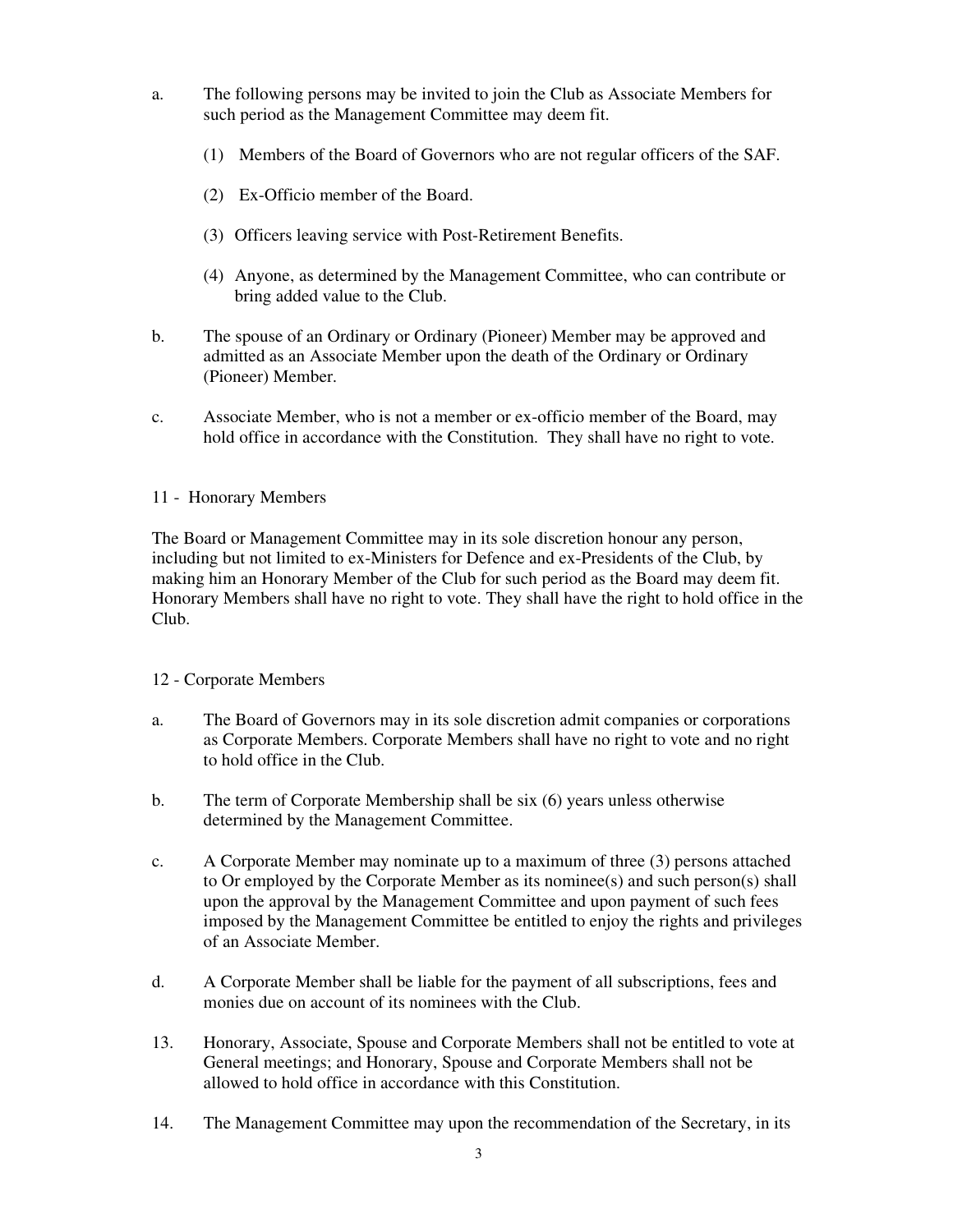a. The following persons may be invited to join the Club as Associate Members for such period as the Management Committee may deem fit.

   (1) Members of the Board of Governors who are not regular officers of the SAF.

   (2) Ex-Officio member of the Board.

   (3) Officers leaving service with Post-Retirement Benefits.

   (4) Anyone, as determined by the Management Committee, who can contribute or bring added value to the Club.

b. The spouse of an Ordinary or Ordinary (Pioneer) Member may be approved and admitted as an Associate Member upon the death of the Ordinary or Ordinary (Pioneer) Member.

c. Associate Member, who is not a member or ex-officio member of the Board, may hold office in accordance with the Constitution. They shall have no right to vote.

11 - Honorary Members

The Board or Management Committee may in its sole discretion honour any person, including but not limited to ex-Ministers for Defence and ex-Presidents of the Club, by making him an Honorary Member of the Club for such period as the Board may deem fit. Honorary Members shall have no right to vote. They shall have the right to hold office in the Club.

12 - Corporate Members

a. The Board of Governors may in its sole discretion admit companies or corporations as Corporate Members. Corporate Members shall have no right to vote and no right to hold office in the Club.

b. The term of Corporate Membership shall be six (6) years unless otherwise determined by the Management Committee.

c. A Corporate Member may nominate up to a maximum of three (3) persons attached to Or employed by the Corporate Member as its nominee(s) and such person(s) shall upon the approval by the Management Committee and upon payment of such fees imposed by the Management Committee be entitled to enjoy the rights and privileges of an Associate Member.

d. A Corporate Member shall be liable for the payment of all subscriptions, fees and monies due on account of its nominees with the Club.

13. Honorary, Associate, Spouse and Corporate Members shall not be entitled to vote at General meetings; and Honorary, Spouse and Corporate Members shall not be allowed to hold office in accordance with this Constitution.

14. The Management Committee may upon the recommendation of the Secretary, in its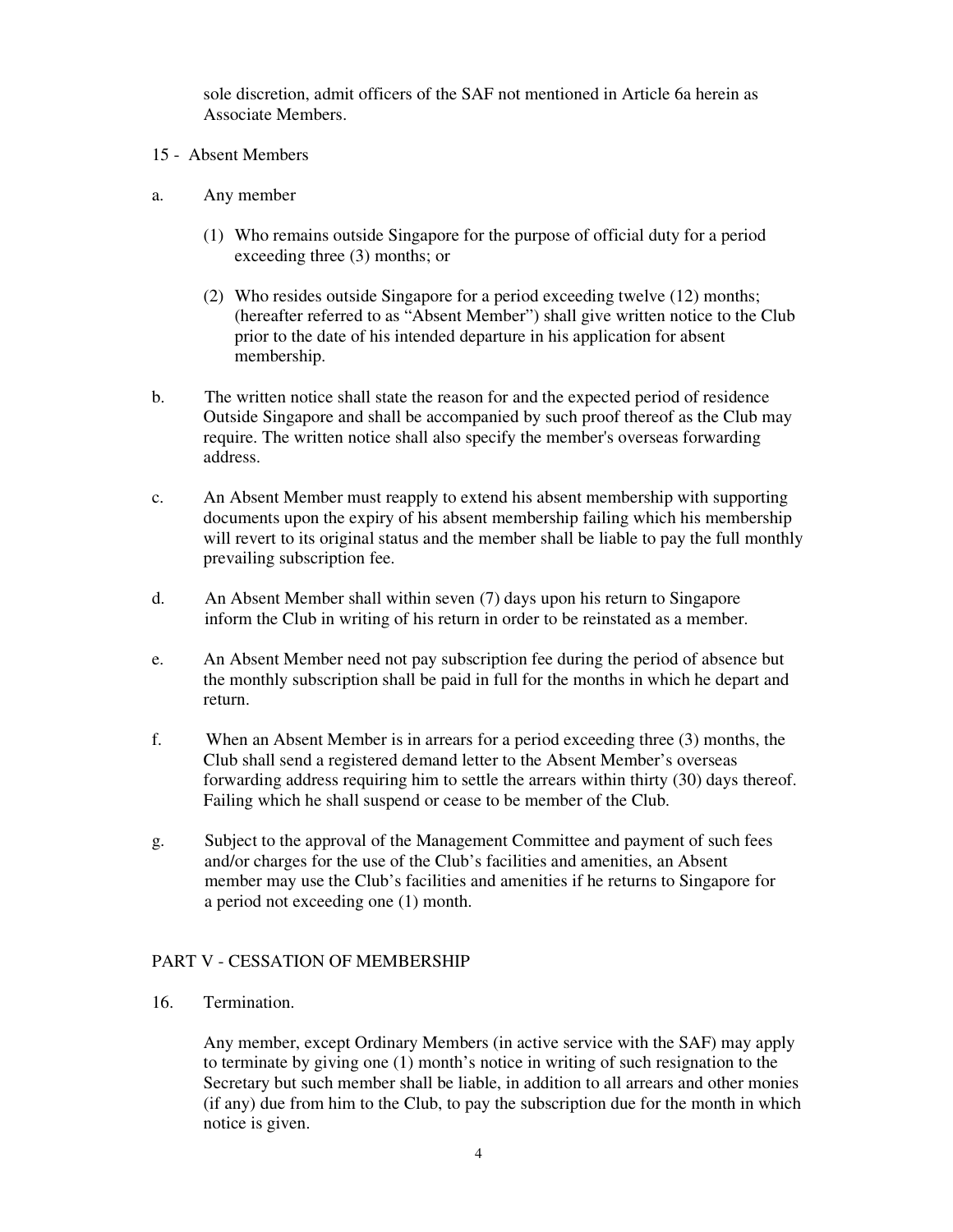sole discretion, admit officers of the SAF not mentioned in Article 6a herein as Associate Members.

15 - Absent Members

a. Any member

(1) Who remains outside Singapore for the purpose of official duty for a period exceeding three (3) months; or

(2) Who resides outside Singapore for a period exceeding twelve (12) months; (hereafter referred to as "Absent Member") shall give written notice to the Club prior to the date of his intended departure in his application for absent membership.

b. The written notice shall state the reason for and the expected period of residence Outside Singapore and shall be accompanied by such proof thereof as the Club may require. The written notice shall also specify the member's overseas forwarding address.

c. An Absent Member must reapply to extend his absent membership with supporting documents upon the expiry of his absent membership failing which his membership will revert to its original status and the member shall be liable to pay the full monthly prevailing subscription fee.

d. An Absent Member shall within seven (7) days upon his return to Singapore inform the Club in writing of his return in order to be reinstated as a member.

e. An Absent Member need not pay subscription fee during the period of absence but the monthly subscription shall be paid in full for the months in which he depart and return.

f. When an Absent Member is in arrears for a period exceeding three (3) months, the Club shall send a registered demand letter to the Absent Member's overseas forwarding address requiring him to settle the arrears within thirty (30) days thereof. Failing which he shall suspend or cease to be member of the Club.

g. Subject to the approval of the Management Committee and payment of such fees and/or charges for the use of the Club's facilities and amenities, an Absent member may use the Club's facilities and amenities if he returns to Singapore for a period not exceeding one (1) month.

## PART V - CESSATION OF MEMBERSHIP

16. Termination.

Any member, except Ordinary Members (in active service with the SAF) may apply to terminate by giving one (1) month's notice in writing of such resignation to the Secretary but such member shall be liable, in addition to all arrears and other monies (if any) due from him to the Club, to pay the subscription due for the month in which notice is given.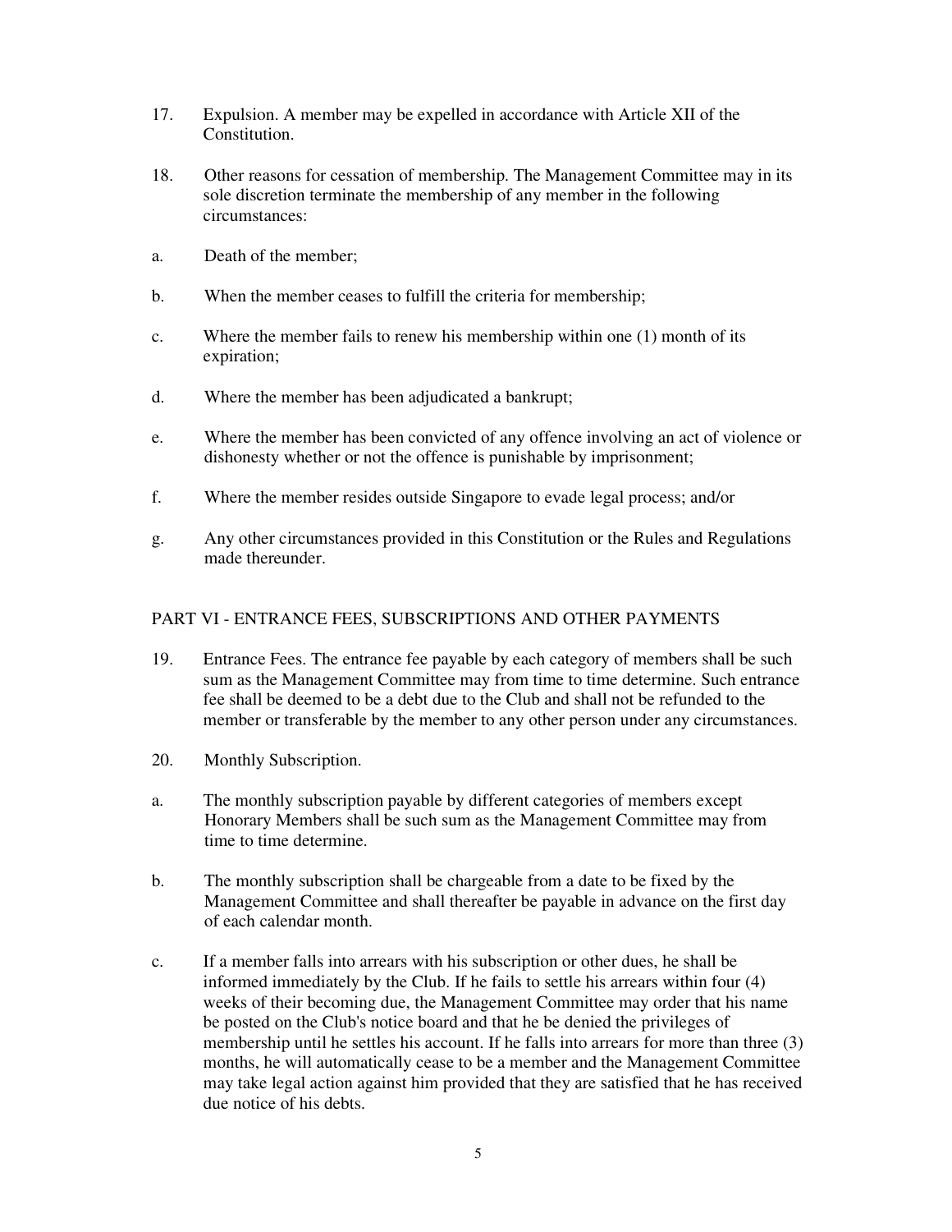17. Expulsion. A member may be expelled in accordance with Article XII of the Constitution.

18. Other reasons for cessation of membership. The Management Committee may in its sole discretion terminate the membership of any member in the following circumstances:

a. Death of the member;

b. When the member ceases to fulfill the criteria for membership;

c. Where the member fails to renew his membership within one (1) month of its expiration;

d. Where the member has been adjudicated a bankrupt;

e. Where the member has been convicted of any offence involving an act of violence or dishonesty whether or not the offence is punishable by imprisonment;

f. Where the member resides outside Singapore to evade legal process; and/or

g. Any other circumstances provided in this Constitution or the Rules and Regulations made thereunder.

## PART VI - ENTRANCE FEES, SUBSCRIPTIONS AND OTHER PAYMENTS

19. Entrance Fees. The entrance fee payable by each category of members shall be such sum as the Management Committee may from time to time determine. Such entrance fee shall be deemed to be a debt due to the Club and shall not be refunded to the member or transferable by the member to any other person under any circumstances.

20. Monthly Subscription.

a. The monthly subscription payable by different categories of members except Honorary Members shall be such sum as the Management Committee may from time to time determine.

b. The monthly subscription shall be chargeable from a date to be fixed by the Management Committee and shall thereafter be payable in advance on the first day of each calendar month.

c. If a member falls into arrears with his subscription or other dues, he shall be informed immediately by the Club. If he fails to settle his arrears within four (4) weeks of their becoming due, the Management Committee may order that his name be posted on the Club's notice board and that he be denied the privileges of membership until he settles his account. If he falls into arrears for more than three (3) months, he will automatically cease to be a member and the Management Committee may take legal action against him provided that they are satisfied that he has received due notice of his debts.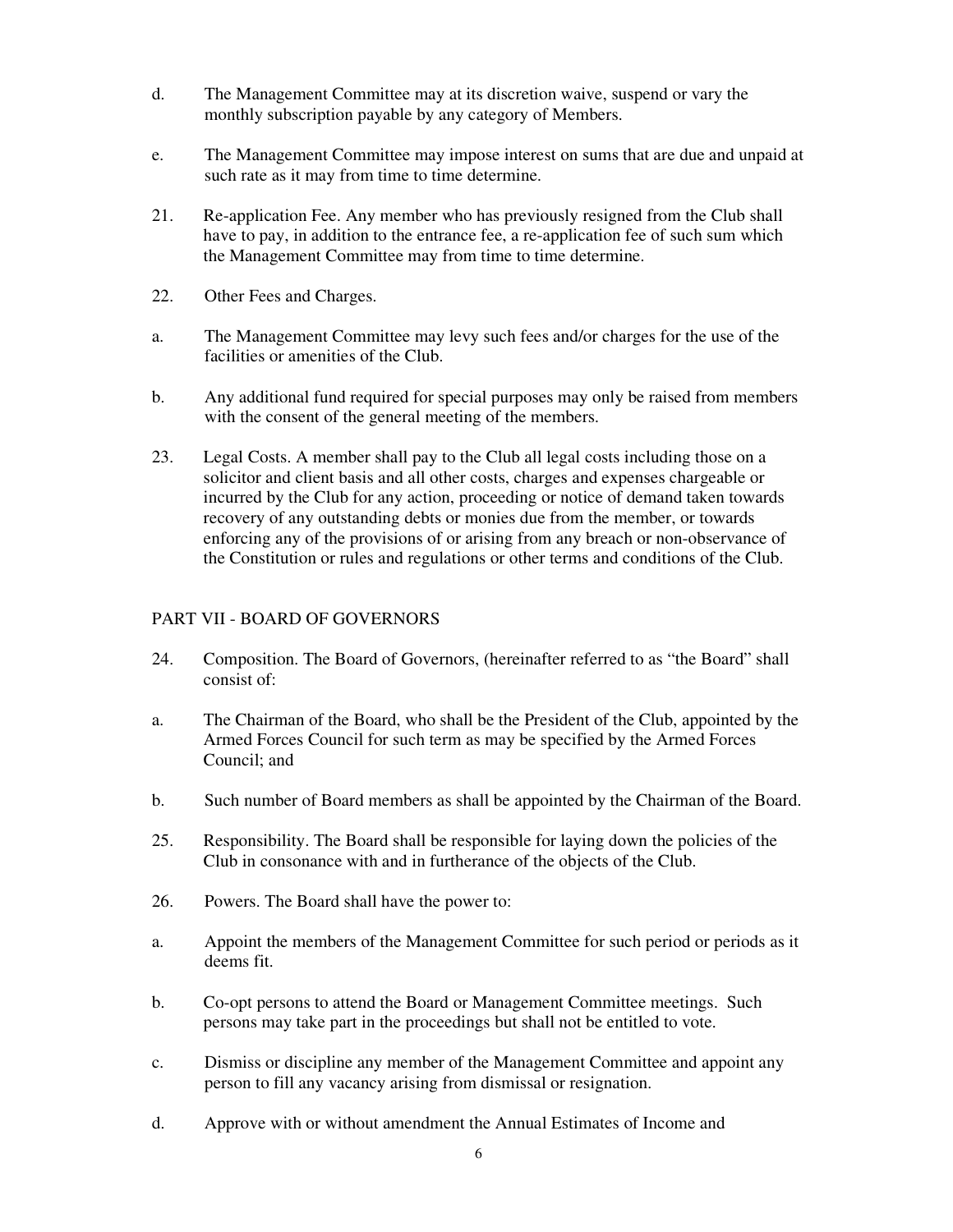d. The Management Committee may at its discretion waive, suspend or vary the monthly subscription payable by any category of Members.

e. The Management Committee may impose interest on sums that are due and unpaid at such rate as it may from time to time determine.

21. Re-application Fee. Any member who has previously resigned from the Club shall have to pay, in addition to the entrance fee, a re-application fee of such sum which the Management Committee may from time to time determine.

22. Other Fees and Charges.

a. The Management Committee may levy such fees and/or charges for the use of the facilities or amenities of the Club.

b. Any additional fund required for special purposes may only be raised from members with the consent of the general meeting of the members.

23. Legal Costs. A member shall pay to the Club all legal costs including those on a solicitor and client basis and all other costs, charges and expenses chargeable or incurred by the Club for any action, proceeding or notice of demand taken towards recovery of any outstanding debts or monies due from the member, or towards enforcing any of the provisions of or arising from any breach or non-observance of the Constitution or rules and regulations or other terms and conditions of the Club.

## PART VII - BOARD OF GOVERNORS

24. Composition. The Board of Governors, (hereinafter referred to as "the Board" shall consist of:

a. The Chairman of the Board, who shall be the President of the Club, appointed by the Armed Forces Council for such term as may be specified by the Armed Forces Council; and

b. Such number of Board members as shall be appointed by the Chairman of the Board.

25. Responsibility. The Board shall be responsible for laying down the policies of the Club in consonance with and in furtherance of the objects of the Club.

26. Powers. The Board shall have the power to:

a. Appoint the members of the Management Committee for such period or periods as it deems fit.

b. Co-opt persons to attend the Board or Management Committee meetings. Such persons may take part in the proceedings but shall not be entitled to vote.

c. Dismiss or discipline any member of the Management Committee and appoint any person to fill any vacancy arising from dismissal or resignation.

d. Approve with or without amendment the Annual Estimates of Income and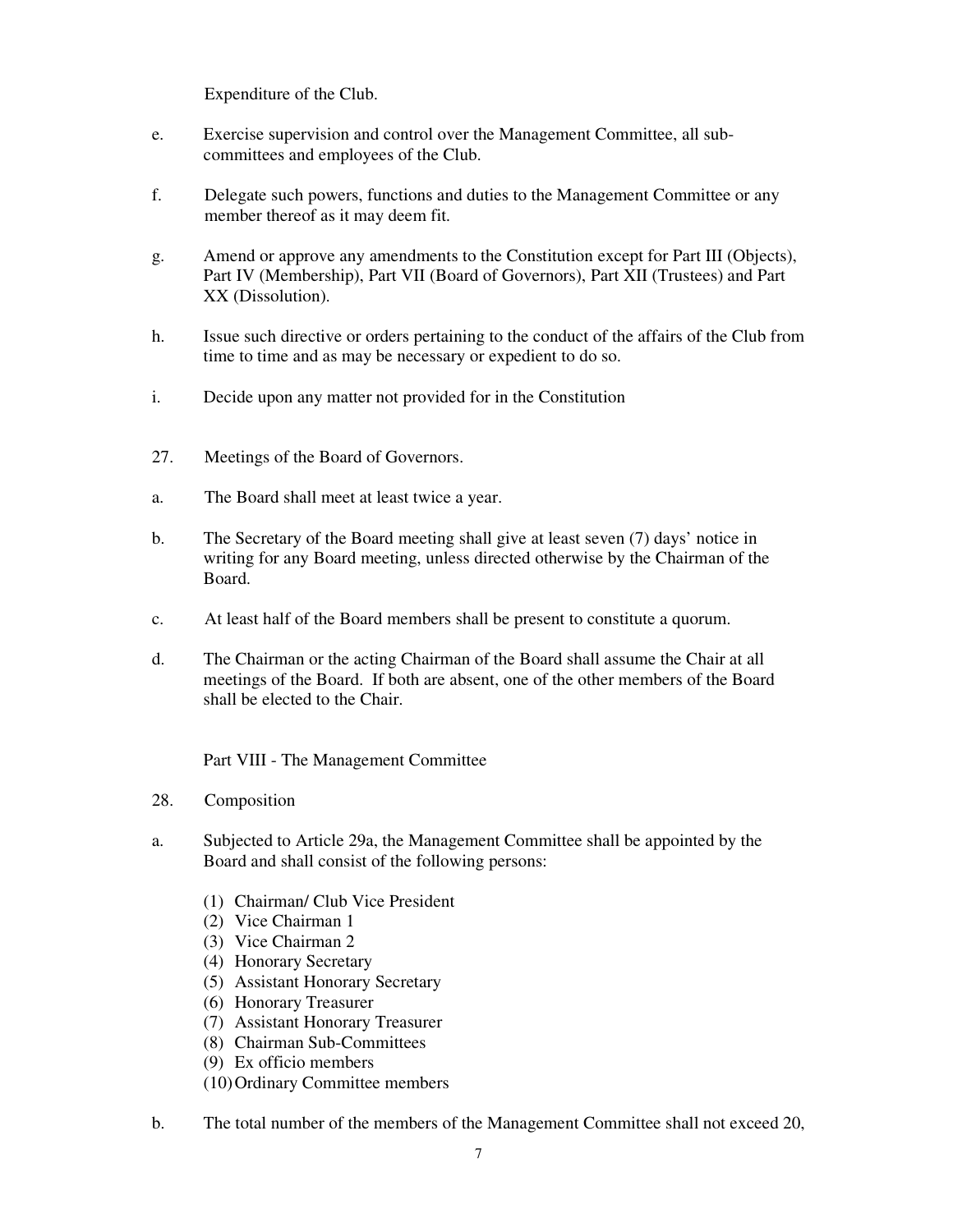Expenditure of the Club.

e. Exercise supervision and control over the Management Committee, all sub-committees and employees of the Club.

f. Delegate such powers, functions and duties to the Management Committee or any member thereof as it may deem fit.

g. Amend or approve any amendments to the Constitution except for Part III (Objects), Part IV (Membership), Part VII (Board of Governors), Part XII (Trustees) and Part XX (Dissolution).

h. Issue such directive or orders pertaining to the conduct of the affairs of the Club from time to time and as may be necessary or expedient to do so.

i. Decide upon any matter not provided for in the Constitution

27. Meetings of the Board of Governors.

a. The Board shall meet at least twice a year.

b. The Secretary of the Board meeting shall give at least seven (7) days' notice in writing for any Board meeting, unless directed otherwise by the Chairman of the Board.

c. At least half of the Board members shall be present to constitute a quorum.

d. The Chairman or the acting Chairman of the Board shall assume the Chair at all meetings of the Board. If both are absent, one of the other members of the Board shall be elected to the Chair.

## Part VIII - The Management Committee

28. Composition

a. Subjected to Article 29a, the Management Committee shall be appointed by the Board and shall consist of the following persons:

   (1) Chairman/ Club Vice President
   (2) Vice Chairman 1
   (3) Vice Chairman 2
   (4) Honorary Secretary
   (5) Assistant Honorary Secretary
   (6) Honorary Treasurer
   (7) Assistant Honorary Treasurer
   (8) Chairman Sub-Committees
   (9) Ex officio members
   (10) Ordinary Committee members

b. The total number of the members of the Management Committee shall not exceed 20,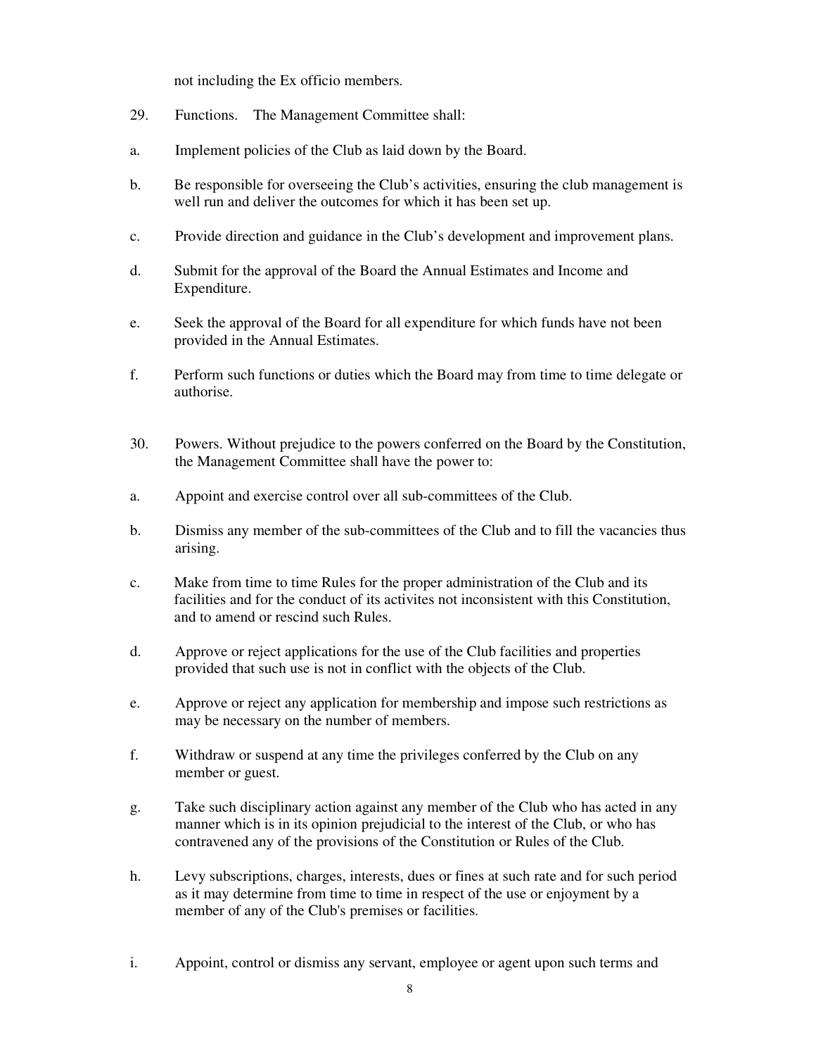not including the Ex officio members.

29. Functions. The Management Committee shall:

a. Implement policies of the Club as laid down by the Board.

b. Be responsible for overseeing the Club's activities, ensuring the club management is well run and deliver the outcomes for which it has been set up.

c. Provide direction and guidance in the Club's development and improvement plans.

d. Submit for the approval of the Board the Annual Estimates and Income and Expenditure.

e. Seek the approval of the Board for all expenditure for which funds have not been provided in the Annual Estimates.

f. Perform such functions or duties which the Board may from time to time delegate or authorise.

30. Powers. Without prejudice to the powers conferred on the Board by the Constitution, the Management Committee shall have the power to:

a. Appoint and exercise control over all sub-committees of the Club.

b. Dismiss any member of the sub-committees of the Club and to fill the vacancies thus arising.

c. Make from time to time Rules for the proper administration of the Club and its facilities and for the conduct of its activites not inconsistent with this Constitution, and to amend or rescind such Rules.

d. Approve or reject applications for the use of the Club facilities and properties provided that such use is not in conflict with the objects of the Club.

e. Approve or reject any application for membership and impose such restrictions as may be necessary on the number of members.

f. Withdraw or suspend at any time the privileges conferred by the Club on any member or guest.

g. Take such disciplinary action against any member of the Club who has acted in any manner which is in its opinion prejudicial to the interest of the Club, or who has contravened any of the provisions of the Constitution or Rules of the Club.

h. Levy subscriptions, charges, interests, dues or fines at such rate and for such period as it may determine from time to time in respect of the use or enjoyment by a member of any of the Club's premises or facilities.

i. Appoint, control or dismiss any servant, employee or agent upon such terms and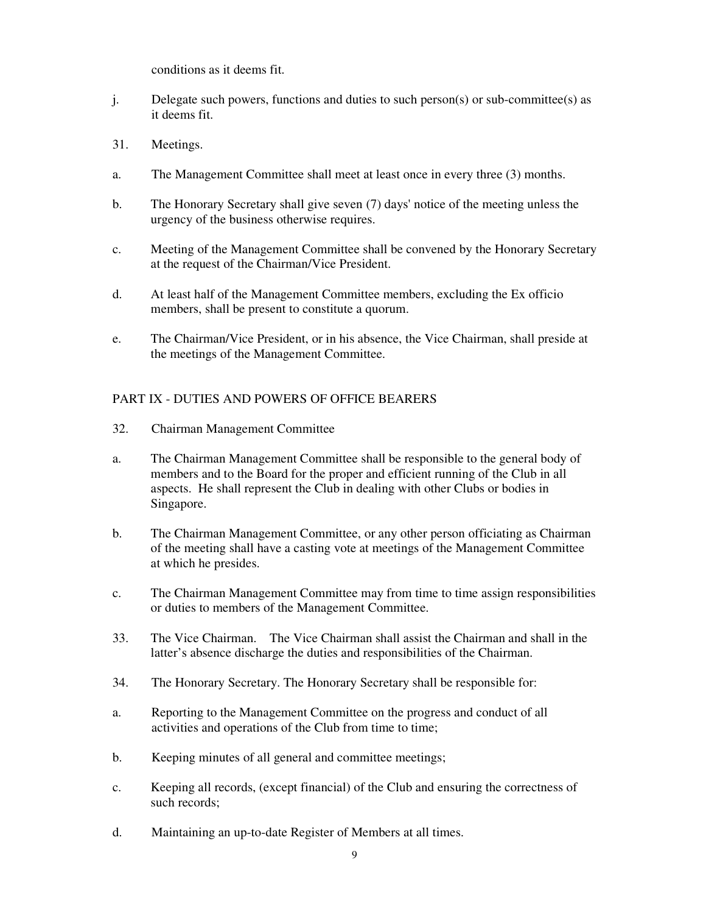conditions as it deems fit.

j. Delegate such powers, functions and duties to such person(s) or sub-committee(s) as it deems fit.

31. Meetings.

a. The Management Committee shall meet at least once in every three (3) months.

b. The Honorary Secretary shall give seven (7) days' notice of the meeting unless the urgency of the business otherwise requires.

c. Meeting of the Management Committee shall be convened by the Honorary Secretary at the request of the Chairman/Vice President.

d. At least half of the Management Committee members, excluding the Ex officio members, shall be present to constitute a quorum.

e. The Chairman/Vice President, or in his absence, the Vice Chairman, shall preside at the meetings of the Management Committee.

## PART IX - DUTIES AND POWERS OF OFFICE BEARERS

32. Chairman Management Committee

a. The Chairman Management Committee shall be responsible to the general body of members and to the Board for the proper and efficient running of the Club in all aspects. He shall represent the Club in dealing with other Clubs or bodies in Singapore.

b. The Chairman Management Committee, or any other person officiating as Chairman of the meeting shall have a casting vote at meetings of the Management Committee at which he presides.

c. The Chairman Management Committee may from time to time assign responsibilities or duties to members of the Management Committee.

33. The Vice Chairman. The Vice Chairman shall assist the Chairman and shall in the latter's absence discharge the duties and responsibilities of the Chairman.

34. The Honorary Secretary. The Honorary Secretary shall be responsible for:

a. Reporting to the Management Committee on the progress and conduct of all activities and operations of the Club from time to time;

b. Keeping minutes of all general and committee meetings;

c. Keeping all records, (except financial) of the Club and ensuring the correctness of such records;

d. Maintaining an up-to-date Register of Members at all times.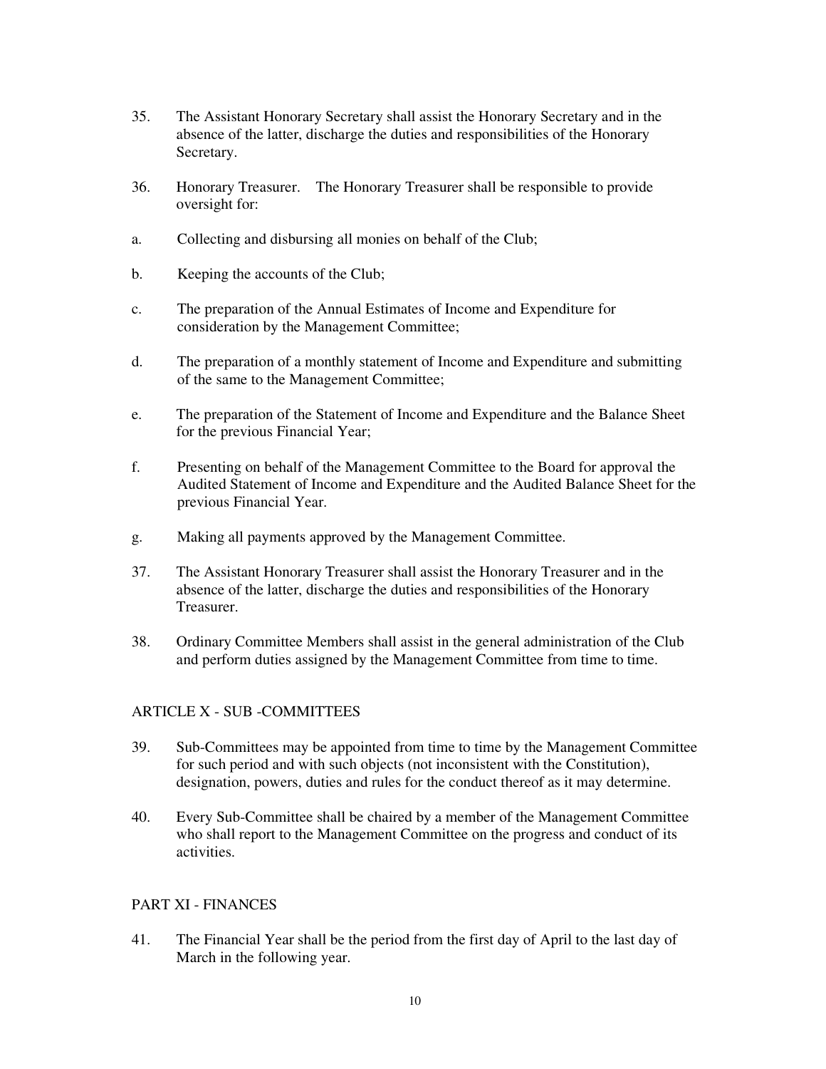35. The Assistant Honorary Secretary shall assist the Honorary Secretary and in the absence of the latter, discharge the duties and responsibilities of the Honorary Secretary.

36. Honorary Treasurer. The Honorary Treasurer shall be responsible to provide oversight for:

a. Collecting and disbursing all monies on behalf of the Club;

b. Keeping the accounts of the Club;

c. The preparation of the Annual Estimates of Income and Expenditure for consideration by the Management Committee;

d. The preparation of a monthly statement of Income and Expenditure and submitting of the same to the Management Committee;

e. The preparation of the Statement of Income and Expenditure and the Balance Sheet for the previous Financial Year;

f. Presenting on behalf of the Management Committee to the Board for approval the Audited Statement of Income and Expenditure and the Audited Balance Sheet for the previous Financial Year.

g. Making all payments approved by the Management Committee.

37. The Assistant Honorary Treasurer shall assist the Honorary Treasurer and in the absence of the latter, discharge the duties and responsibilities of the Honorary Treasurer.

38. Ordinary Committee Members shall assist in the general administration of the Club and perform duties assigned by the Management Committee from time to time.

## ARTICLE X - SUB -COMMITTEES

39. Sub-Committees may be appointed from time to time by the Management Committee for such period and with such objects (not inconsistent with the Constitution), designation, powers, duties and rules for the conduct thereof as it may determine.

40. Every Sub-Committee shall be chaired by a member of the Management Committee who shall report to the Management Committee on the progress and conduct of its activities.

## PART XI - FINANCES

41. The Financial Year shall be the period from the first day of April to the last day of March in the following year.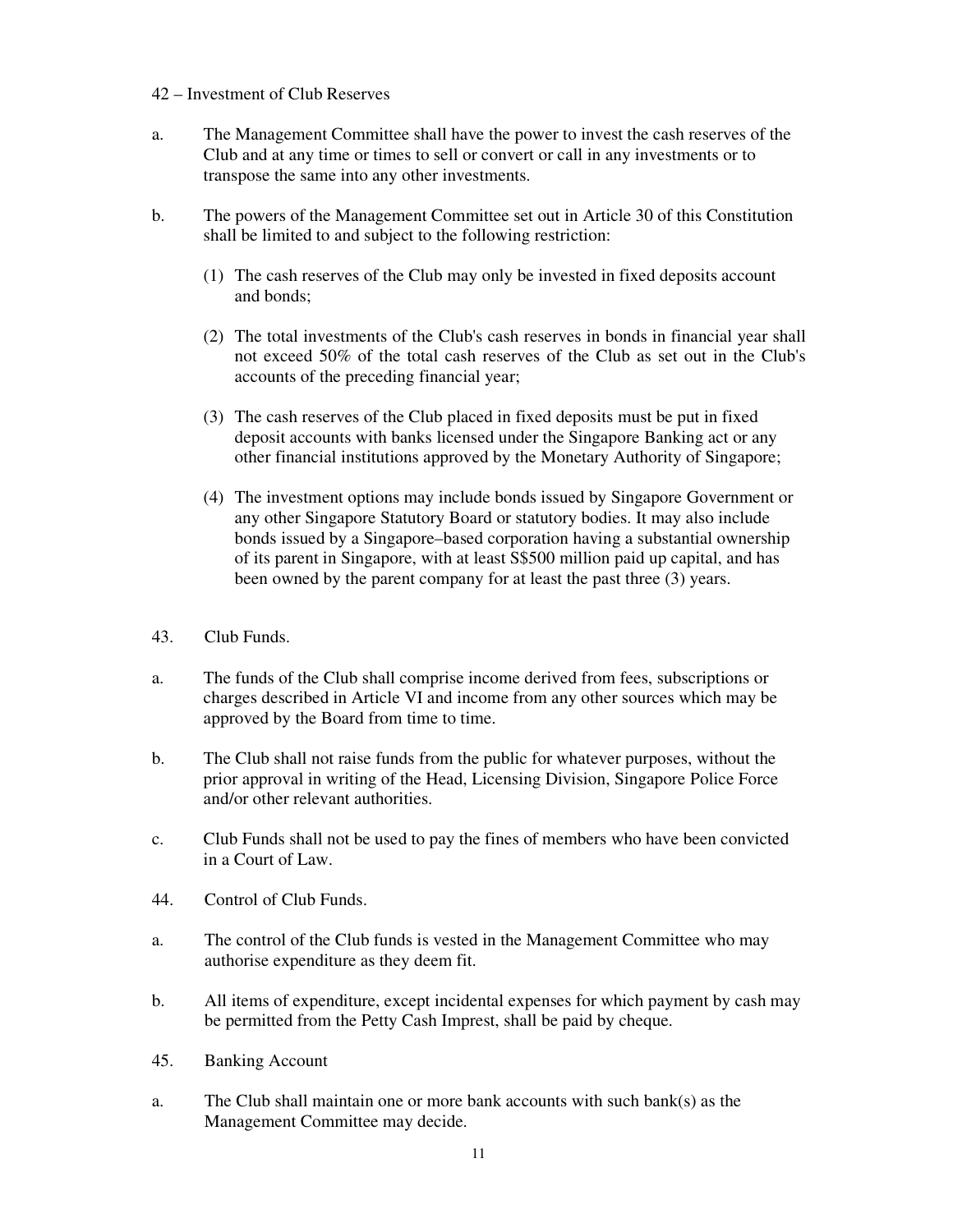42 – Investment of Club Reserves

a. The Management Committee shall have the power to invest the cash reserves of the Club and at any time or times to sell or convert or call in any investments or to transpose the same into any other investments.

b. The powers of the Management Committee set out in Article 30 of this Constitution shall be limited to and subject to the following restriction:

   (1) The cash reserves of the Club may only be invested in fixed deposits account and bonds;

   (2) The total investments of the Club's cash reserves in bonds in financial year shall not exceed 50% of the total cash reserves of the Club as set out in the Club's accounts of the preceding financial year;

   (3) The cash reserves of the Club placed in fixed deposits must be put in fixed deposit accounts with banks licensed under the Singapore Banking act or any other financial institutions approved by the Monetary Authority of Singapore;

   (4) The investment options may include bonds issued by Singapore Government or any other Singapore Statutory Board or statutory bodies. It may also include bonds issued by a Singapore–based corporation having a substantial ownership of its parent in Singapore, with at least S$500 million paid up capital, and has been owned by the parent company for at least the past three (3) years.

43. Club Funds.

a. The funds of the Club shall comprise income derived from fees, subscriptions or charges described in Article VI and income from any other sources which may be approved by the Board from time to time.

b. The Club shall not raise funds from the public for whatever purposes, without the prior approval in writing of the Head, Licensing Division, Singapore Police Force and/or other relevant authorities.

c. Club Funds shall not be used to pay the fines of members who have been convicted in a Court of Law.

44. Control of Club Funds.

a. The control of the Club funds is vested in the Management Committee who may authorise expenditure as they deem fit.

b. All items of expenditure, except incidental expenses for which payment by cash may be permitted from the Petty Cash Imprest, shall be paid by cheque.

45. Banking Account

a. The Club shall maintain one or more bank accounts with such bank(s) as the Management Committee may decide.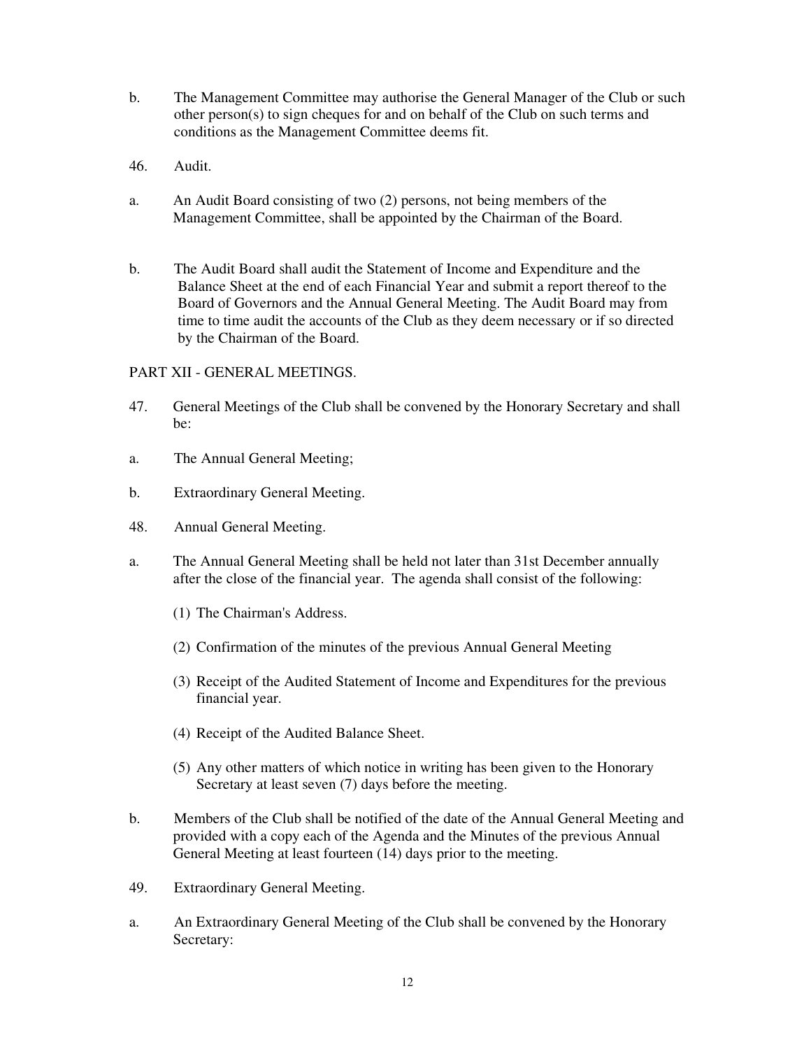b. The Management Committee may authorise the General Manager of the Club or such other person(s) to sign cheques for and on behalf of the Club on such terms and conditions as the Management Committee deems fit.

46. Audit.

a. An Audit Board consisting of two (2) persons, not being members of the Management Committee, shall be appointed by the Chairman of the Board.

b. The Audit Board shall audit the Statement of Income and Expenditure and the Balance Sheet at the end of each Financial Year and submit a report thereof to the Board of Governors and the Annual General Meeting. The Audit Board may from time to time audit the accounts of the Club as they deem necessary or if so directed by the Chairman of the Board.

## PART XII - GENERAL MEETINGS.

47. General Meetings of the Club shall be convened by the Honorary Secretary and shall be:

a. The Annual General Meeting;

b. Extraordinary General Meeting.

48. Annual General Meeting.

a. The Annual General Meeting shall be held not later than 31st December annually after the close of the financial year. The agenda shall consist of the following:

   (1) The Chairman's Address.

   (2) Confirmation of the minutes of the previous Annual General Meeting

   (3) Receipt of the Audited Statement of Income and Expenditures for the previous financial year.

   (4) Receipt of the Audited Balance Sheet.

   (5) Any other matters of which notice in writing has been given to the Honorary Secretary at least seven (7) days before the meeting.

b. Members of the Club shall be notified of the date of the Annual General Meeting and provided with a copy each of the Agenda and the Minutes of the previous Annual General Meeting at least fourteen (14) days prior to the meeting.

49. Extraordinary General Meeting.

a. An Extraordinary General Meeting of the Club shall be convened by the Honorary Secretary: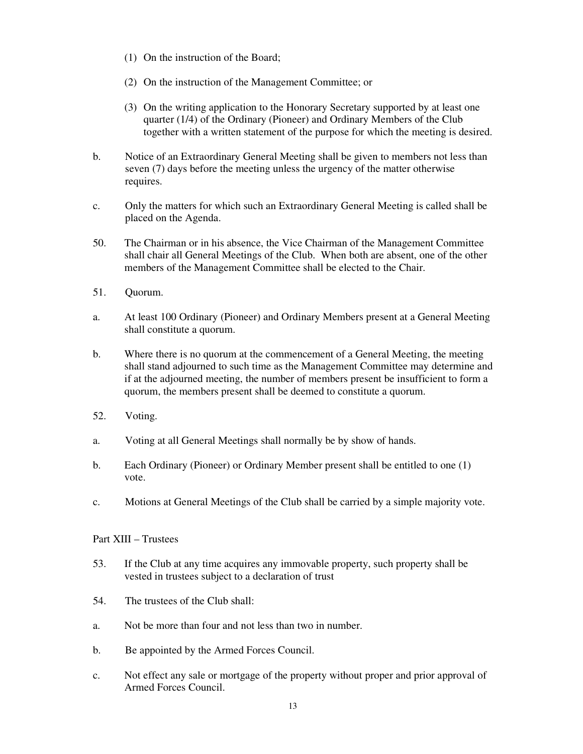(1) On the instruction of the Board;

(2) On the instruction of the Management Committee; or

(3) On the writing application to the Honorary Secretary supported by at least one quarter (1/4) of the Ordinary (Pioneer) and Ordinary Members of the Club together with a written statement of the purpose for which the meeting is desired.

b. Notice of an Extraordinary General Meeting shall be given to members not less than seven (7) days before the meeting unless the urgency of the matter otherwise requires.

c. Only the matters for which such an Extraordinary General Meeting is called shall be placed on the Agenda.

50. The Chairman or in his absence, the Vice Chairman of the Management Committee shall chair all General Meetings of the Club. When both are absent, one of the other members of the Management Committee shall be elected to the Chair.

51. Quorum.

a. At least 100 Ordinary (Pioneer) and Ordinary Members present at a General Meeting shall constitute a quorum.

b. Where there is no quorum at the commencement of a General Meeting, the meeting shall stand adjourned to such time as the Management Committee may determine and if at the adjourned meeting, the number of members present be insufficient to form a quorum, the members present shall be deemed to constitute a quorum.

52. Voting.

a. Voting at all General Meetings shall normally be by show of hands.

b. Each Ordinary (Pioneer) or Ordinary Member present shall be entitled to one (1) vote.

c. Motions at General Meetings of the Club shall be carried by a simple majority vote.

## Part XIII – Trustees

53. If the Club at any time acquires any immovable property, such property shall be vested in trustees subject to a declaration of trust

54. The trustees of the Club shall:

a. Not be more than four and not less than two in number.

b. Be appointed by the Armed Forces Council.

c. Not effect any sale or mortgage of the property without proper and prior approval of Armed Forces Council.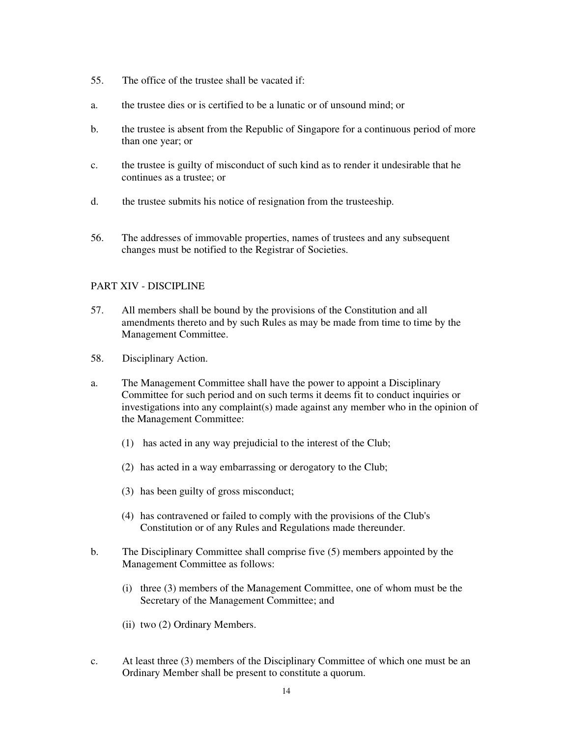55. The office of the trustee shall be vacated if:

a. the trustee dies or is certified to be a lunatic or of unsound mind; or

b. the trustee is absent from the Republic of Singapore for a continuous period of more than one year; or

c. the trustee is guilty of misconduct of such kind as to render it undesirable that he continues as a trustee; or

d. the trustee submits his notice of resignation from the trusteeship.

56. The addresses of immovable properties, names of trustees and any subsequent changes must be notified to the Registrar of Societies.

## PART XIV - DISCIPLINE

57. All members shall be bound by the provisions of the Constitution and all amendments thereto and by such Rules as may be made from time to time by the Management Committee.

58. Disciplinary Action.

a. The Management Committee shall have the power to appoint a Disciplinary Committee for such period and on such terms it deems fit to conduct inquiries or investigations into any complaint(s) made against any member who in the opinion of the Management Committee:

    (1) has acted in any way prejudicial to the interest of the Club;

    (2) has acted in a way embarrassing or derogatory to the Club;

    (3) has been guilty of gross misconduct;

    (4) has contravened or failed to comply with the provisions of the Club's Constitution or of any Rules and Regulations made thereunder.

b. The Disciplinary Committee shall comprise five (5) members appointed by the Management Committee as follows:

    (i) three (3) members of the Management Committee, one of whom must be the Secretary of the Management Committee; and

    (ii) two (2) Ordinary Members.

c. At least three (3) members of the Disciplinary Committee of which one must be an Ordinary Member shall be present to constitute a quorum.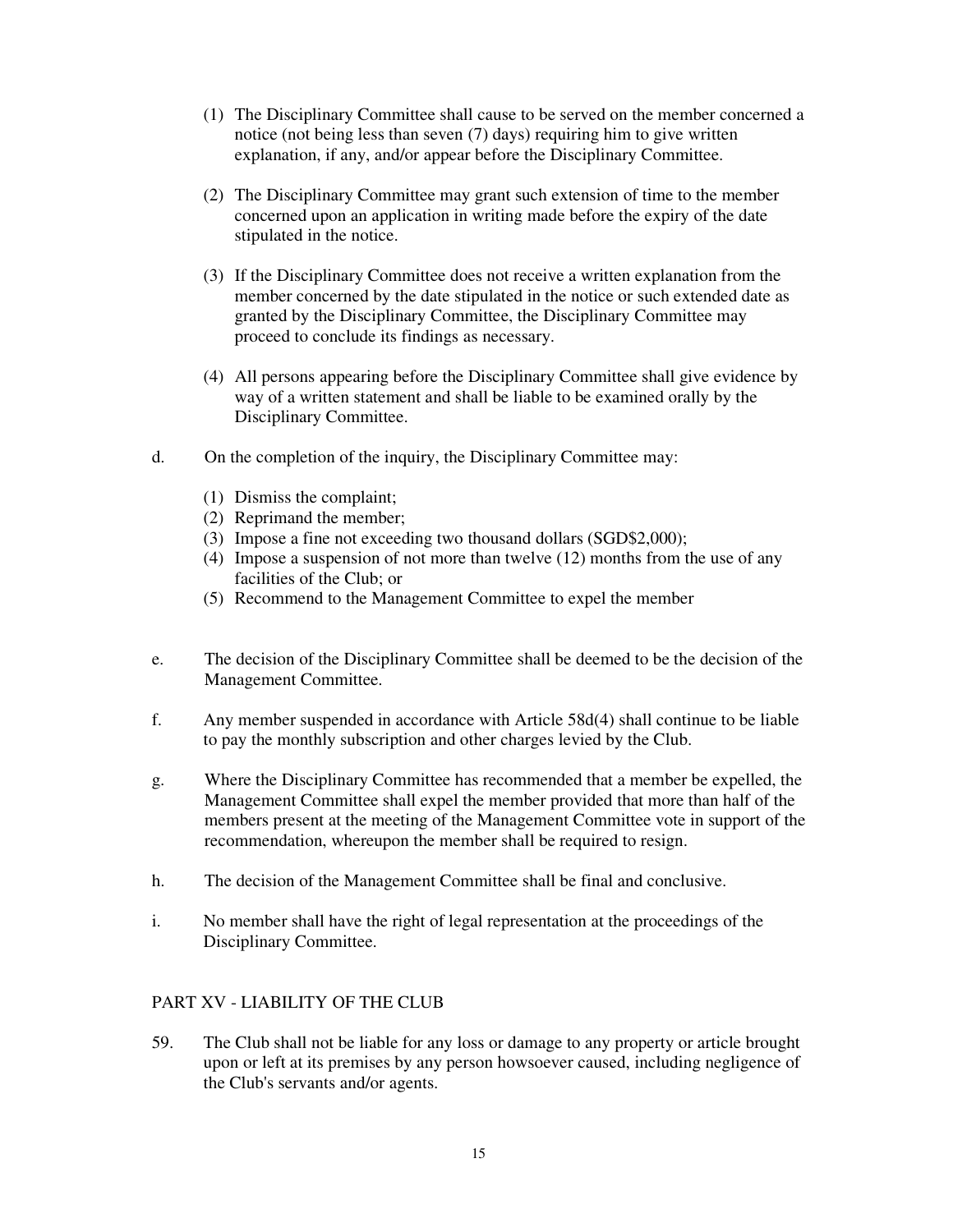(1) The Disciplinary Committee shall cause to be served on the member concerned a notice (not being less than seven (7) days) requiring him to give written explanation, if any, and/or appear before the Disciplinary Committee.

(2) The Disciplinary Committee may grant such extension of time to the member concerned upon an application in writing made before the expiry of the date stipulated in the notice.

(3) If the Disciplinary Committee does not receive a written explanation from the member concerned by the date stipulated in the notice or such extended date as granted by the Disciplinary Committee, the Disciplinary Committee may proceed to conclude its findings as necessary.

(4) All persons appearing before the Disciplinary Committee shall give evidence by way of a written statement and shall be liable to be examined orally by the Disciplinary Committee.

d. On the completion of the inquiry, the Disciplinary Committee may:

(1) Dismiss the complaint;
(2) Reprimand the member;
(3) Impose a fine not exceeding two thousand dollars (SGD$2,000);
(4) Impose a suspension of not more than twelve (12) months from the use of any facilities of the Club; or
(5) Recommend to the Management Committee to expel the member

e. The decision of the Disciplinary Committee shall be deemed to be the decision of the Management Committee.

f. Any member suspended in accordance with Article 58d(4) shall continue to be liable to pay the monthly subscription and other charges levied by the Club.

g. Where the Disciplinary Committee has recommended that a member be expelled, the Management Committee shall expel the member provided that more than half of the members present at the meeting of the Management Committee vote in support of the recommendation, whereupon the member shall be required to resign.

h. The decision of the Management Committee shall be final and conclusive.

i. No member shall have the right of legal representation at the proceedings of the Disciplinary Committee.

## PART XV - LIABILITY OF THE CLUB

59. The Club shall not be liable for any loss or damage to any property or article brought upon or left at its premises by any person howsoever caused, including negligence of the Club's servants and/or agents.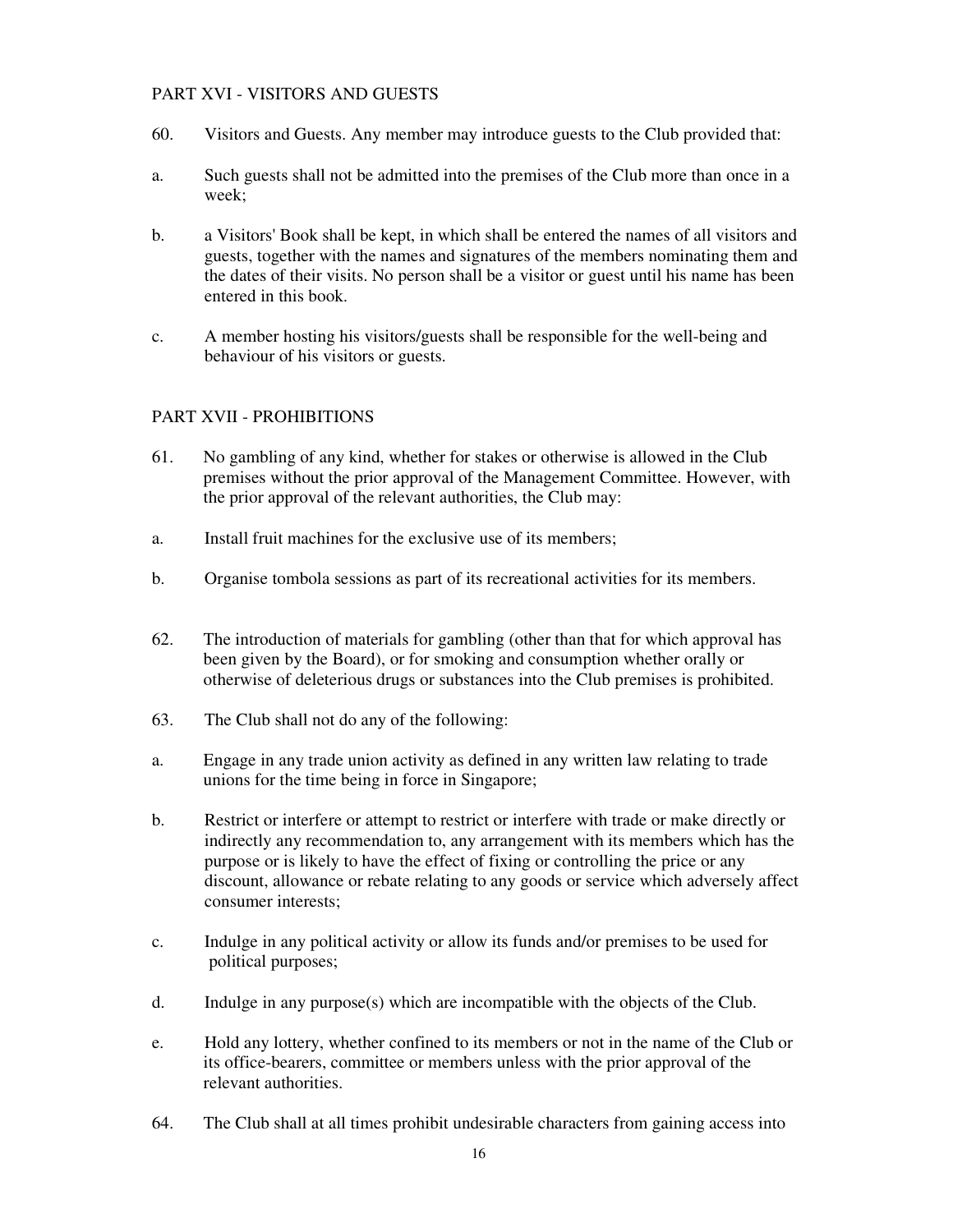## PART XVI - VISITORS AND GUESTS

60. Visitors and Guests. Any member may introduce guests to the Club provided that:

a. Such guests shall not be admitted into the premises of the Club more than once in a week;

b. a Visitors' Book shall be kept, in which shall be entered the names of all visitors and guests, together with the names and signatures of the members nominating them and the dates of their visits. No person shall be a visitor or guest until his name has been entered in this book.

c. A member hosting his visitors/guests shall be responsible for the well-being and behaviour of his visitors or guests.

## PART XVII - PROHIBITIONS

61. No gambling of any kind, whether for stakes or otherwise is allowed in the Club premises without the prior approval of the Management Committee. However, with the prior approval of the relevant authorities, the Club may:

a. Install fruit machines for the exclusive use of its members;

b. Organise tombola sessions as part of its recreational activities for its members.

62. The introduction of materials for gambling (other than that for which approval has been given by the Board), or for smoking and consumption whether orally or otherwise of deleterious drugs or substances into the Club premises is prohibited.

63. The Club shall not do any of the following:

a. Engage in any trade union activity as defined in any written law relating to trade unions for the time being in force in Singapore;

b. Restrict or interfere or attempt to restrict or interfere with trade or make directly or indirectly any recommendation to, any arrangement with its members which has the purpose or is likely to have the effect of fixing or controlling the price or any discount, allowance or rebate relating to any goods or service which adversely affect consumer interests;

c. Indulge in any political activity or allow its funds and/or premises to be used for political purposes;

d. Indulge in any purpose(s) which are incompatible with the objects of the Club.

e. Hold any lottery, whether confined to its members or not in the name of the Club or its office-bearers, committee or members unless with the prior approval of the relevant authorities.

64. The Club shall at all times prohibit undesirable characters from gaining access into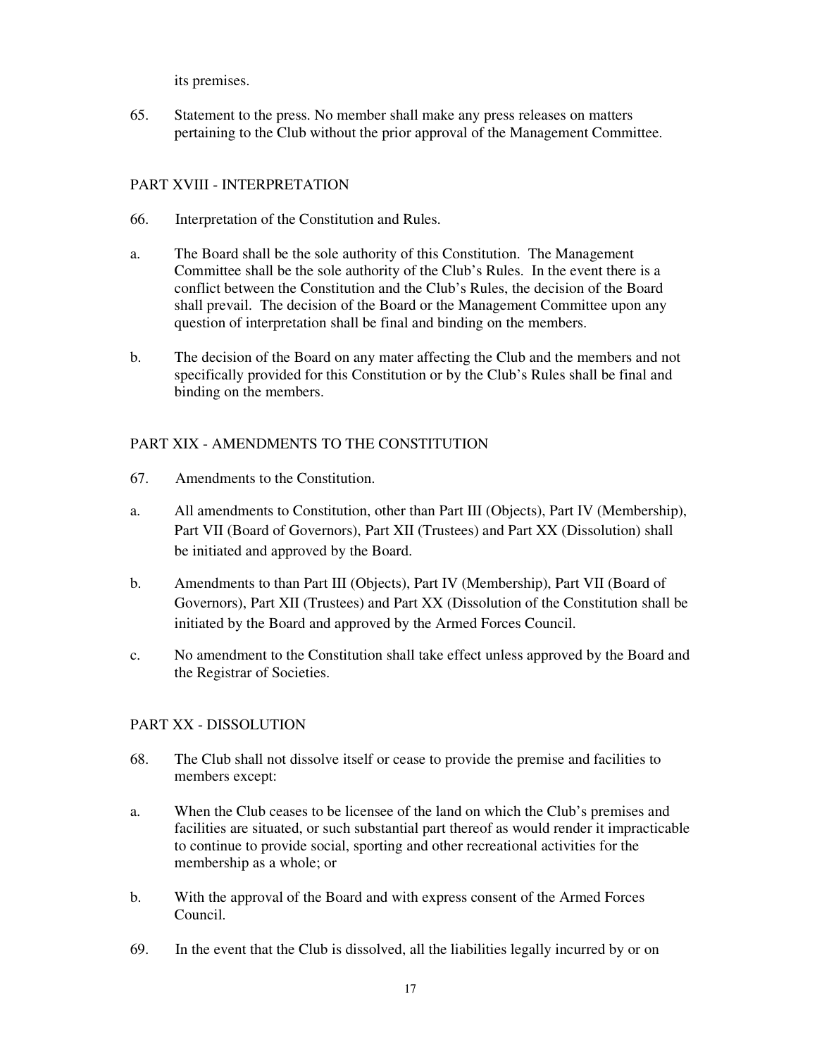its premises.

65. Statement to the press. No member shall make any press releases on matters pertaining to the Club without the prior approval of the Management Committee.

## PART XVIII - INTERPRETATION

66. Interpretation of the Constitution and Rules.

a. The Board shall be the sole authority of this Constitution. The Management Committee shall be the sole authority of the Club's Rules. In the event there is a conflict between the Constitution and the Club's Rules, the decision of the Board shall prevail. The decision of the Board or the Management Committee upon any question of interpretation shall be final and binding on the members.

b. The decision of the Board on any mater affecting the Club and the members and not specifically provided for this Constitution or by the Club's Rules shall be final and binding on the members.

## PART XIX - AMENDMENTS TO THE CONSTITUTION

67. Amendments to the Constitution.

a. All amendments to Constitution, other than Part III (Objects), Part IV (Membership), Part VII (Board of Governors), Part XII (Trustees) and Part XX (Dissolution) shall be initiated and approved by the Board.

b. Amendments to than Part III (Objects), Part IV (Membership), Part VII (Board of Governors), Part XII (Trustees) and Part XX (Dissolution of the Constitution shall be initiated by the Board and approved by the Armed Forces Council.

c. No amendment to the Constitution shall take effect unless approved by the Board and the Registrar of Societies.

## PART XX - DISSOLUTION

68. The Club shall not dissolve itself or cease to provide the premise and facilities to members except:

a. When the Club ceases to be licensee of the land on which the Club's premises and facilities are situated, or such substantial part thereof as would render it impracticable to continue to provide social, sporting and other recreational activities for the membership as a whole; or

b. With the approval of the Board and with express consent of the Armed Forces Council.

69. In the event that the Club is dissolved, all the liabilities legally incurred by or on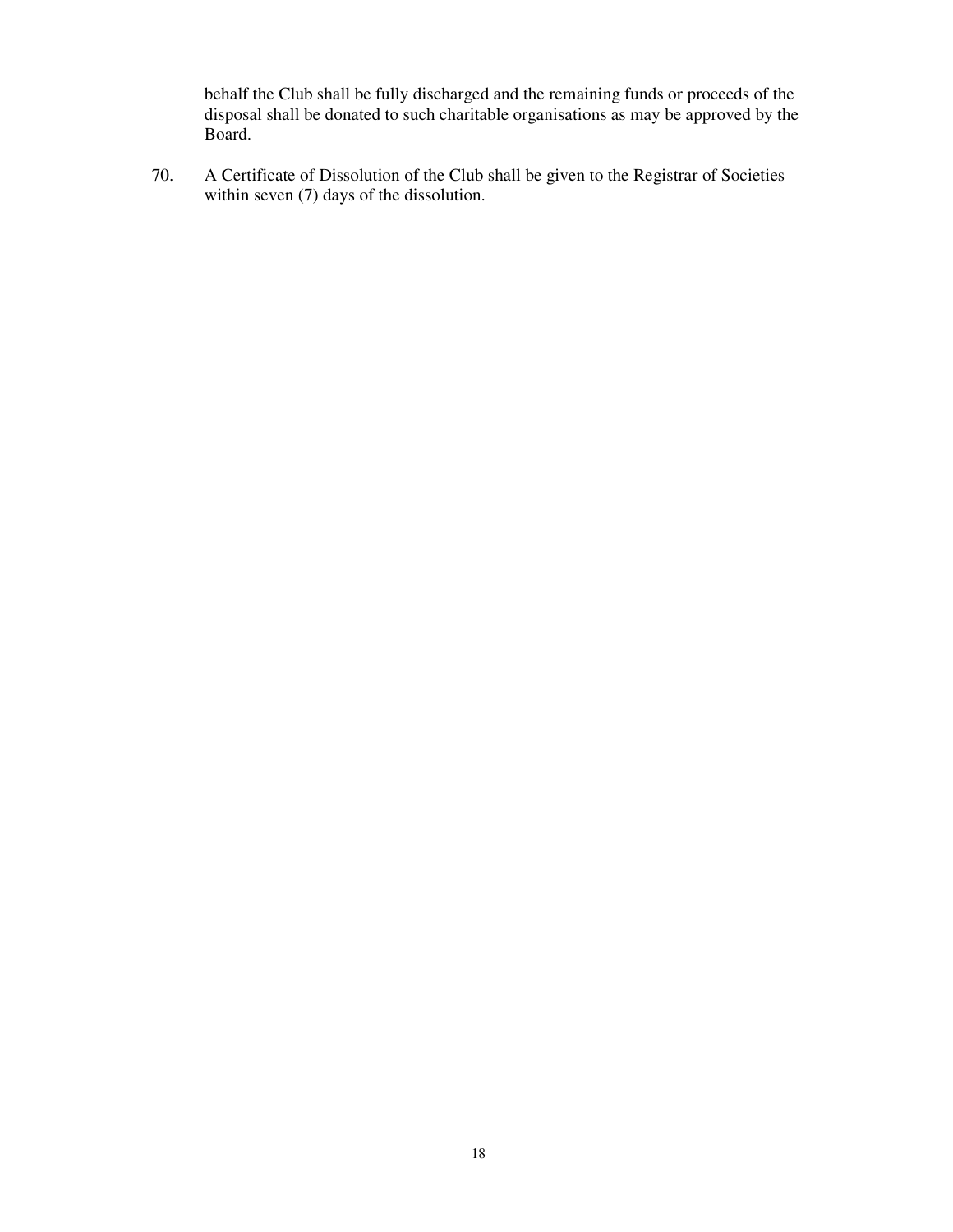behalf the Club shall be fully discharged and the remaining funds or proceeds of the disposal shall be donated to such charitable organisations as may be approved by the Board.

70. A Certificate of Dissolution of the Club shall be given to the Registrar of Societies within seven (7) days of the dissolution.